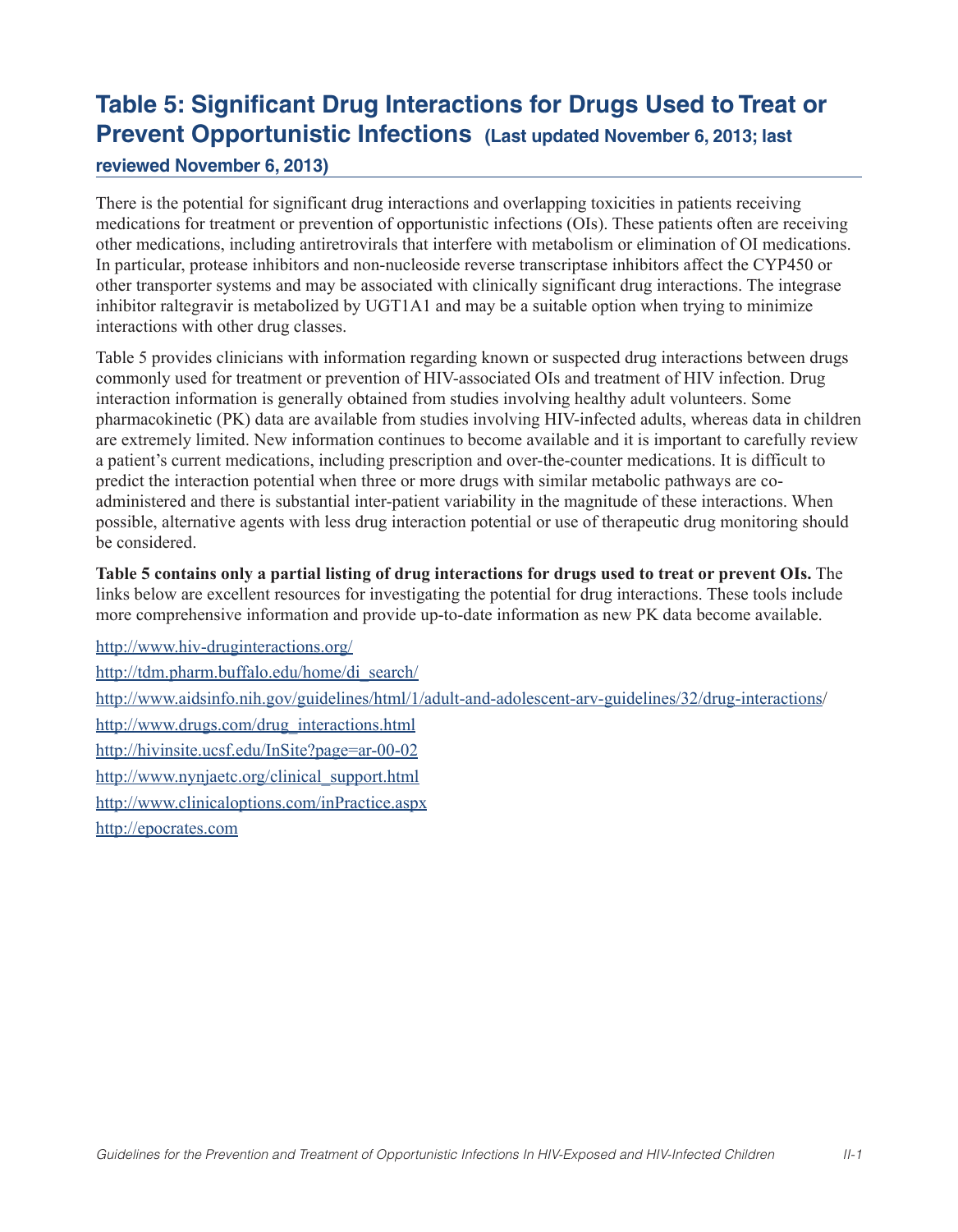# Table 5: Significant Drug Interactions for Drugs Used to Treat or Prevent Opportunistic Infections (Last updated November 6, 2013; last reviewed November 6, 2013)

There is the potential for significant drug interactions and overlapping toxicities in patients receiving medications for treatment or prevention of opportunistic infections (OIs). These patients often are receiving other medications, including antiretrovirals that interfere with metabolism or elimination of OI medications. In particular, protease inhibitors and non-nucleoside reverse transcriptase inhibitors affect the CYP450 or other transporter systems and may be associated with clinically significant drug interactions. The integrase inhibitor raltegravir is metabolized by UGT1A1 and may be a suitable option when trying to minimize interactions with other drug classes.

Table 5 provides clinicians with information regarding known or suspected drug interactions between drugs commonly used for treatment or prevention of HIV-associated OIs and treatment of HIV infection. Drug interaction information is generally obtained from studies involving healthy adult volunteers. Some pharmacokinetic (PK) data are available from studies involving HIV-infected adults, whereas data in children are extremely limited. New information continues to become available and it is important to carefully review a patient's current medications, including prescription and over-the-counter medications. It is difficult to predict the interaction potential when three or more drugs with similar metabolic pathways are co-administered and there is substantial inter-patient variability in the magnitude of these interactions. When possible, alternative agents with less drug interaction potential or use of therapeutic drug monitoring should be considered.

**Table 5 contains only a partial listing of drug interactions for drugs used to treat or prevent OIs.** The links below are excellent resources for investigating the potential for drug interactions. These tools include more comprehensive information and provide up-to-date information as new PK data become available.

http://www.hiv-druginteractions.org/

http://tdm.pharm.buffalo.edu/home/di_search/

http://www.aidsinfo.nih.gov/guidelines/html/1/adult-and-adolescent-arv-guidelines/32/drug-interactions/

http://www.drugs.com/drug_interactions.html

http://hivinsite.ucsf.edu/InSite?page=ar-00-02

http://www.nynjaetc.org/clinical_support.html

http://www.clinicaloptions.com/inPractice.aspx

http://epocrates.com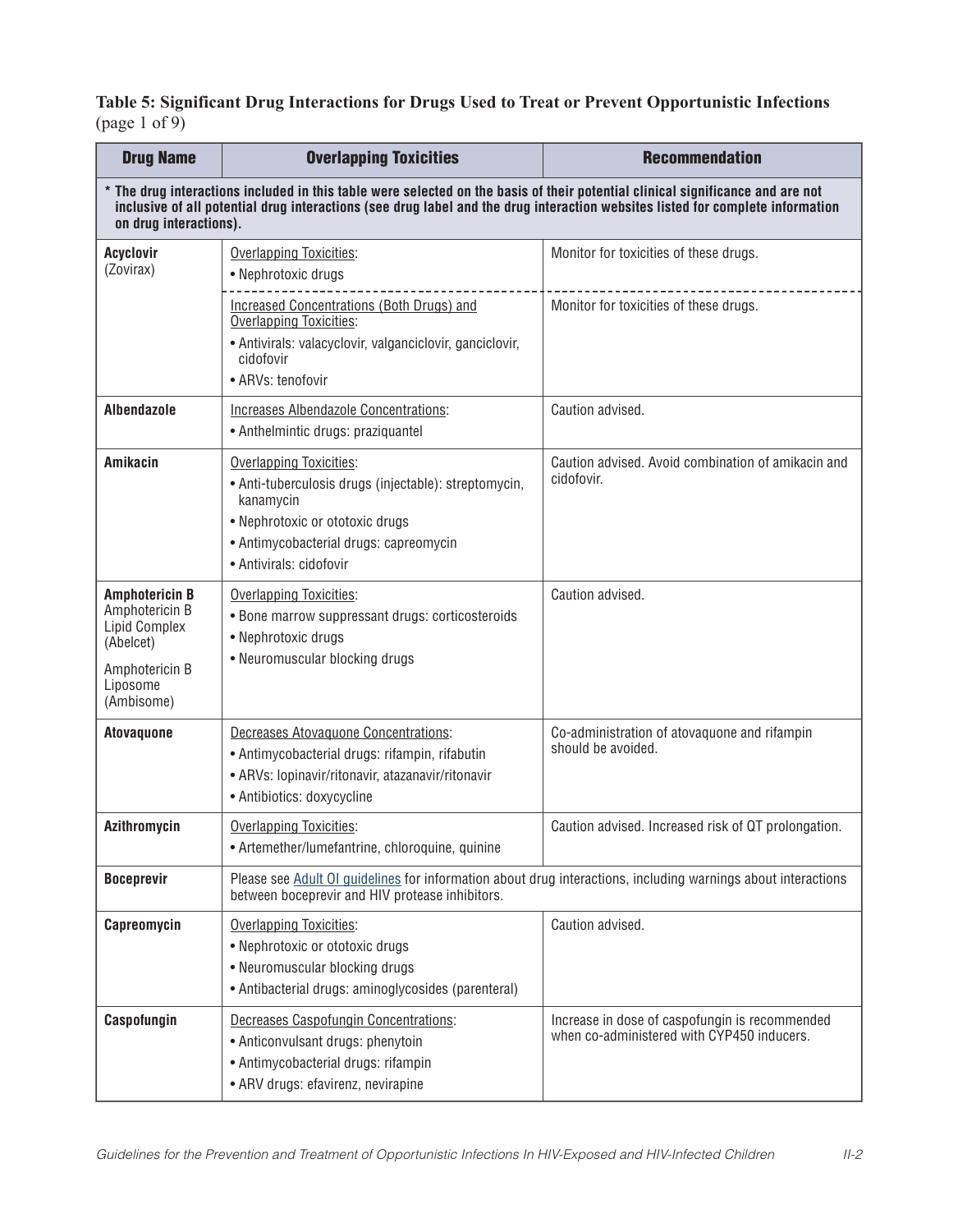**Table 5: Significant Drug Interactions for Drugs Used to Treat or Prevent Opportunistic Infections** (page 1 of 9)

| Drug Name | Overlapping Toxicities | Recommendation |
|---|---|---|
| **\* The drug interactions included in this table were selected on the basis of their potential clinical significance and are not inclusive of all potential drug interactions (see drug label and the drug interaction websites listed for complete information on drug interactions).** | | |
| **Acyclovir** (Zovirax) | Overlapping Toxicities:<br>• Nephrotoxic drugs | Monitor for toxicities of these drugs. |
| | Increased Concentrations (Both Drugs) and Overlapping Toxicities:<br>• Antivirals: valacyclovir, valganciclovir, ganciclovir, cidofovir<br>• ARVs: tenofovir | Monitor for toxicities of these drugs. |
| **Albendazole** | Increases Albendazole Concentrations:<br>• Anthelmintic drugs: praziquantel | Caution advised. |
| **Amikacin** | Overlapping Toxicities:<br>• Anti-tuberculosis drugs (injectable): streptomycin, kanamycin<br>• Nephrotoxic or ototoxic drugs<br>• Antimycobacterial drugs: capreomycin<br>• Antivirals: cidofovir | Caution advised. Avoid combination of amikacin and cidofovir. |
| **Amphotericin B**<br>Amphotericin B Lipid Complex (Abelcet)<br>Amphotericin B Liposome (Ambisome) | Overlapping Toxicities:<br>• Bone marrow suppressant drugs: corticosteroids<br>• Nephrotoxic drugs<br>• Neuromuscular blocking drugs | Caution advised. |
| **Atovaquone** | Decreases Atovaquone Concentrations:<br>• Antimycobacterial drugs: rifampin, rifabutin<br>• ARVs: lopinavir/ritonavir, atazanavir/ritonavir<br>• Antibiotics: doxycycline | Co-administration of atovaquone and rifampin should be avoided. |
| **Azithromycin** | Overlapping Toxicities:<br>• Artemether/lumefantrine, chloroquine, quinine | Caution advised. Increased risk of QT prolongation. |
| **Boceprevir** | Please see Adult OI guidelines for information about drug interactions, including warnings about interactions between boceprevir and HIV protease inhibitors. | |
| **Capreomycin** | Overlapping Toxicities:<br>• Nephrotoxic or ototoxic drugs<br>• Neuromuscular blocking drugs<br>• Antibacterial drugs: aminoglycosides (parenteral) | Caution advised. |
| **Caspofungin** | Decreases Caspofungin Concentrations:<br>• Anticonvulsant drugs: phenytoin<br>• Antimycobacterial drugs: rifampin<br>• ARV drugs: efavirenz, nevirapine | Increase in dose of caspofungin is recommended when co-administered with CYP450 inducers. |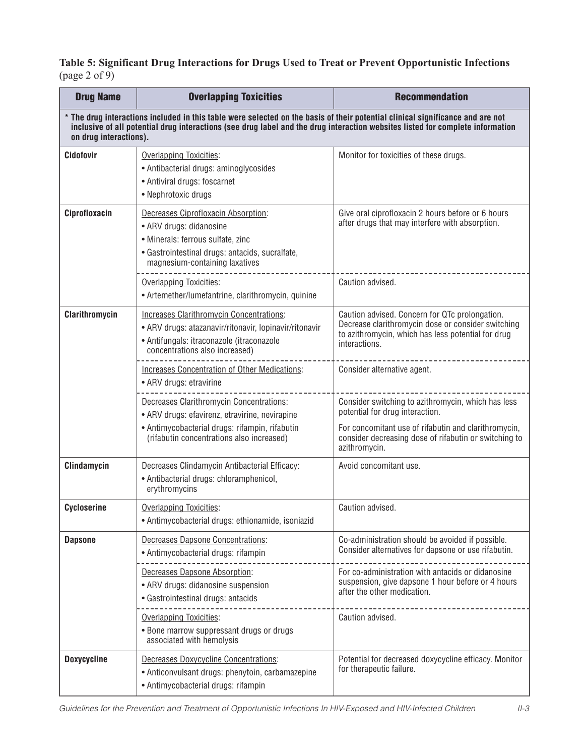**Table 5: Significant Drug Interactions for Drugs Used to Treat or Prevent Opportunistic Infections** (page 2 of 9)

| Drug Name | Overlapping Toxicities | Recommendation |
|---|---|---|
| **\* The drug interactions included in this table were selected on the basis of their potential clinical significance and are not inclusive of all potential drug interactions (see drug label and the drug interaction websites listed for complete information on drug interactions).** | | |
| **Cidofovir** | Overlapping Toxicities:<br>• Antibacterial drugs: aminoglycosides<br>• Antiviral drugs: foscarnet<br>• Nephrotoxic drugs | Monitor for toxicities of these drugs. |
| **Ciprofloxacin** | Decreases Ciprofloxacin Absorption:<br>• ARV drugs: didanosine<br>• Minerals: ferrous sulfate, zinc<br>• Gastrointestinal drugs: antacids, sucralfate, magnesium-containing laxatives | Give oral ciprofloxacin 2 hours before or 6 hours after drugs that may interfere with absorption. |
| | Overlapping Toxicities:<br>• Artemether/lumefantrine, clarithromycin, quinine | Caution advised. |
| **Clarithromycin** | Increases Clarithromycin Concentrations:<br>• ARV drugs: atazanavir/ritonavir, lopinavir/ritonavir<br>• Antifungals: itraconazole (itraconazole concentrations also increased) | Caution advised. Concern for QTc prolongation. Decrease clarithromycin dose or consider switching to azithromycin, which has less potential for drug interactions. |
| | Increases Concentration of Other Medications:<br>• ARV drugs: etravirine | Consider alternative agent. |
| | Decreases Clarithromycin Concentrations:<br>• ARV drugs: efavirenz, etravirine, nevirapine<br>• Antimycobacterial drugs: rifampin, rifabutin (rifabutin concentrations also increased) | Consider switching to azithromycin, which has less potential for drug interaction.<br>For concomitant use of rifabutin and clarithromycin, consider decreasing dose of rifabutin or switching to azithromycin. |
| **Clindamycin** | Decreases Clindamycin Antibacterial Efficacy:<br>• Antibacterial drugs: chloramphenicol, erythromycins | Avoid concomitant use. |
| **Cycloserine** | Overlapping Toxicities:<br>• Antimycobacterial drugs: ethionamide, isoniazid | Caution advised. |
| **Dapsone** | Decreases Dapsone Concentrations:<br>• Antimycobacterial drugs: rifampin | Co-administration should be avoided if possible. Consider alternatives for dapsone or use rifabutin. |
| | Decreases Dapsone Absorption:<br>• ARV drugs: didanosine suspension<br>• Gastrointestinal drugs: antacids | For co-administration with antacids or didanosine suspension, give dapsone 1 hour before or 4 hours after the other medication. |
| | Overlapping Toxicities:<br>• Bone marrow suppressant drugs or drugs associated with hemolysis | Caution advised. |
| **Doxycycline** | Decreases Doxycycline Concentrations:<br>• Anticonvulsant drugs: phenytoin, carbamazepine<br>• Antimycobacterial drugs: rifampin | Potential for decreased doxycycline efficacy. Monitor for therapeutic failure. |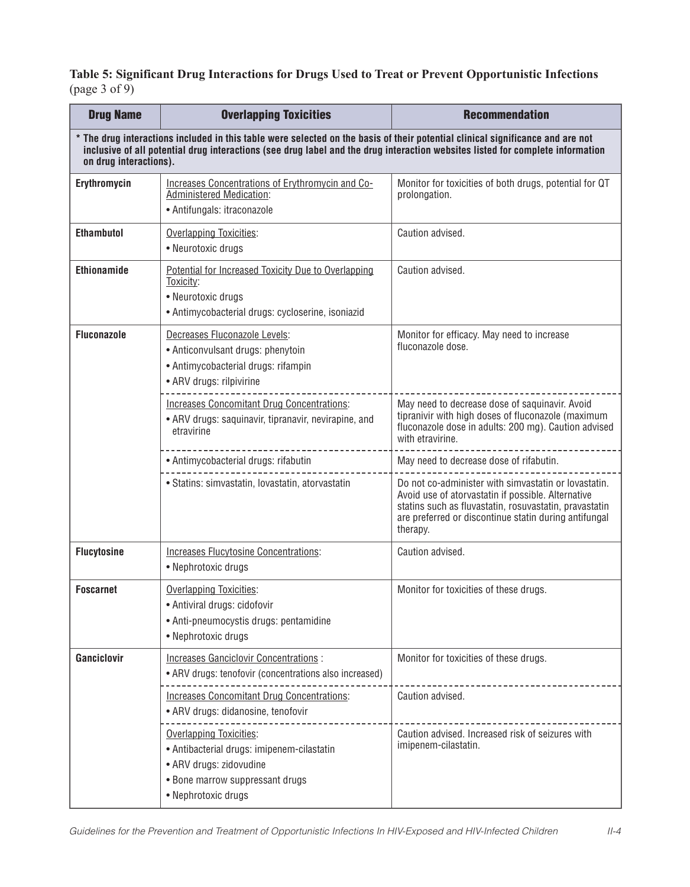**Table 5: Significant Drug Interactions for Drugs Used to Treat or Prevent Opportunistic Infections** (page 3 of 9)

| Drug Name | Overlapping Toxicities | Recommendation |
|---|---|---|
| * The drug interactions included in this table were selected on the basis of their potential clinical significance and are not inclusive of all potential drug interactions (see drug label and the drug interaction websites listed for complete information on drug interactions). | | |
| **Erythromycin** | Increases Concentrations of Erythromycin and Co-Administered Medication:<br>• Antifungals: itraconazole | Monitor for toxicities of both drugs, potential for QT prolongation. |
| **Ethambutol** | Overlapping Toxicities:<br>• Neurotoxic drugs | Caution advised. |
| **Ethionamide** | Potential for Increased Toxicity Due to Overlapping Toxicity:<br>• Neurotoxic drugs<br>• Antimycobacterial drugs: cycloserine, isoniazid | Caution advised. |
| **Fluconazole** | Decreases Fluconazole Levels:<br>• Anticonvulsant drugs: phenytoin<br>• Antimycobacterial drugs: rifampin<br>• ARV drugs: rilpivirine | Monitor for efficacy. May need to increase fluconazole dose. |
| | Increases Concomitant Drug Concentrations:<br>• ARV drugs: saquinavir, tipranavir, nevirapine, and etravirine | May need to decrease dose of saquinavir. Avoid tipranivir with high doses of fluconazole (maximum fluconazole dose in adults: 200 mg). Caution advised with etravirine. |
| | • Antimycobacterial drugs: rifabutin | May need to decrease dose of rifabutin. |
| | • Statins: simvastatin, lovastatin, atorvastatin | Do not co-administer with simvastatin or lovastatin. Avoid use of atorvastatin if possible. Alternative statins such as fluvastatin, rosuvastatin, pravastatin are preferred or discontinue statin during antifungal therapy. |
| **Flucytosine** | Increases Flucytosine Concentrations:<br>• Nephrotoxic drugs | Caution advised. |
| **Foscarnet** | Overlapping Toxicities:<br>• Antiviral drugs: cidofovir<br>• Anti-pneumocystis drugs: pentamidine<br>• Nephrotoxic drugs | Monitor for toxicities of these drugs. |
| **Ganciclovir** | Increases Ganciclovir Concentrations :<br>• ARV drugs: tenofovir (concentrations also increased) | Monitor for toxicities of these drugs. |
| | Increases Concomitant Drug Concentrations:<br>• ARV drugs: didanosine, tenofovir | Caution advised. |
| | Overlapping Toxicities:<br>• Antibacterial drugs: imipenem-cilastatin<br>• ARV drugs: zidovudine<br>• Bone marrow suppressant drugs<br>• Nephrotoxic drugs | Caution advised. Increased risk of seizures with imipenem-cilastatin. |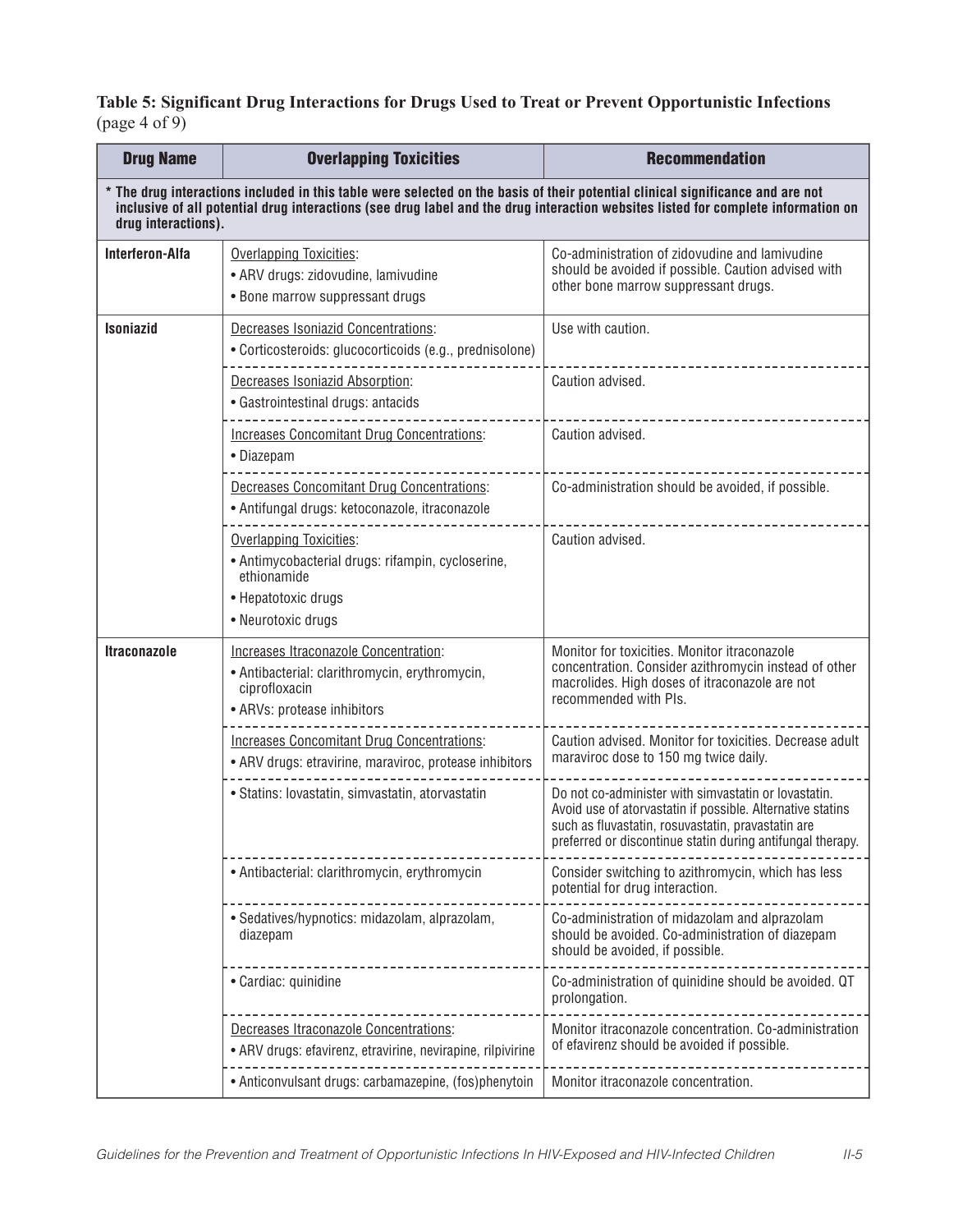**Table 5: Significant Drug Interactions for Drugs Used to Treat or Prevent Opportunistic Infections** (page 4 of 9)

| Drug Name | Overlapping Toxicities | Recommendation |
|---|---|---|
| **\* The drug interactions included in this table were selected on the basis of their potential clinical significance and are not inclusive of all potential drug interactions (see drug label and the drug interaction websites listed for complete information on drug interactions).** | | |
| **Interferon-Alfa** | Overlapping Toxicities:<br>• ARV drugs: zidovudine, lamivudine<br>• Bone marrow suppressant drugs | Co-administration of zidovudine and lamivudine should be avoided if possible. Caution advised with other bone marrow suppressant drugs. |
| **Isoniazid** | Decreases Isoniazid Concentrations:<br>• Corticosteroids: glucocorticoids (e.g., prednisolone) | Use with caution. |
| | Decreases Isoniazid Absorption:<br>• Gastrointestinal drugs: antacids | Caution advised. |
| | Increases Concomitant Drug Concentrations:<br>• Diazepam | Caution advised. |
| | Decreases Concomitant Drug Concentrations:<br>• Antifungal drugs: ketoconazole, itraconazole | Co-administration should be avoided, if possible. |
| | Overlapping Toxicities:<br>• Antimycobacterial drugs: rifampin, cycloserine, ethionamide<br>• Hepatotoxic drugs<br>• Neurotoxic drugs | Caution advised. |
| **Itraconazole** | Increases Itraconazole Concentration:<br>• Antibacterial: clarithromycin, erythromycin, ciprofloxacin<br>• ARVs: protease inhibitors | Monitor for toxicities. Monitor itraconazole concentration. Consider azithromycin instead of other macrolides. High doses of itraconazole are not recommended with PIs. |
| | Increases Concomitant Drug Concentrations:<br>• ARV drugs: etravirine, maraviroc, protease inhibitors | Caution advised. Monitor for toxicities. Decrease adult maraviroc dose to 150 mg twice daily. |
| | • Statins: lovastatin, simvastatin, atorvastatin | Do not co-administer with simvastatin or lovastatin. Avoid use of atorvastatin if possible. Alternative statins such as fluvastatin, rosuvastatin, pravastatin are preferred or discontinue statin during antifungal therapy. |
| | • Antibacterial: clarithromycin, erythromycin | Consider switching to azithromycin, which has less potential for drug interaction. |
| | • Sedatives/hypnotics: midazolam, alprazolam, diazepam | Co-administration of midazolam and alprazolam should be avoided. Co-administration of diazepam should be avoided, if possible. |
| | • Cardiac: quinidine | Co-administration of quinidine should be avoided. QT prolongation. |
| | Decreases Itraconazole Concentrations:<br>• ARV drugs: efavirenz, etravirine, nevirapine, rilpivirine | Monitor itraconazole concentration. Co-administration of efavirenz should be avoided if possible. |
| | • Anticonvulsant drugs: carbamazepine, (fos)phenytoin | Monitor itraconazole concentration. |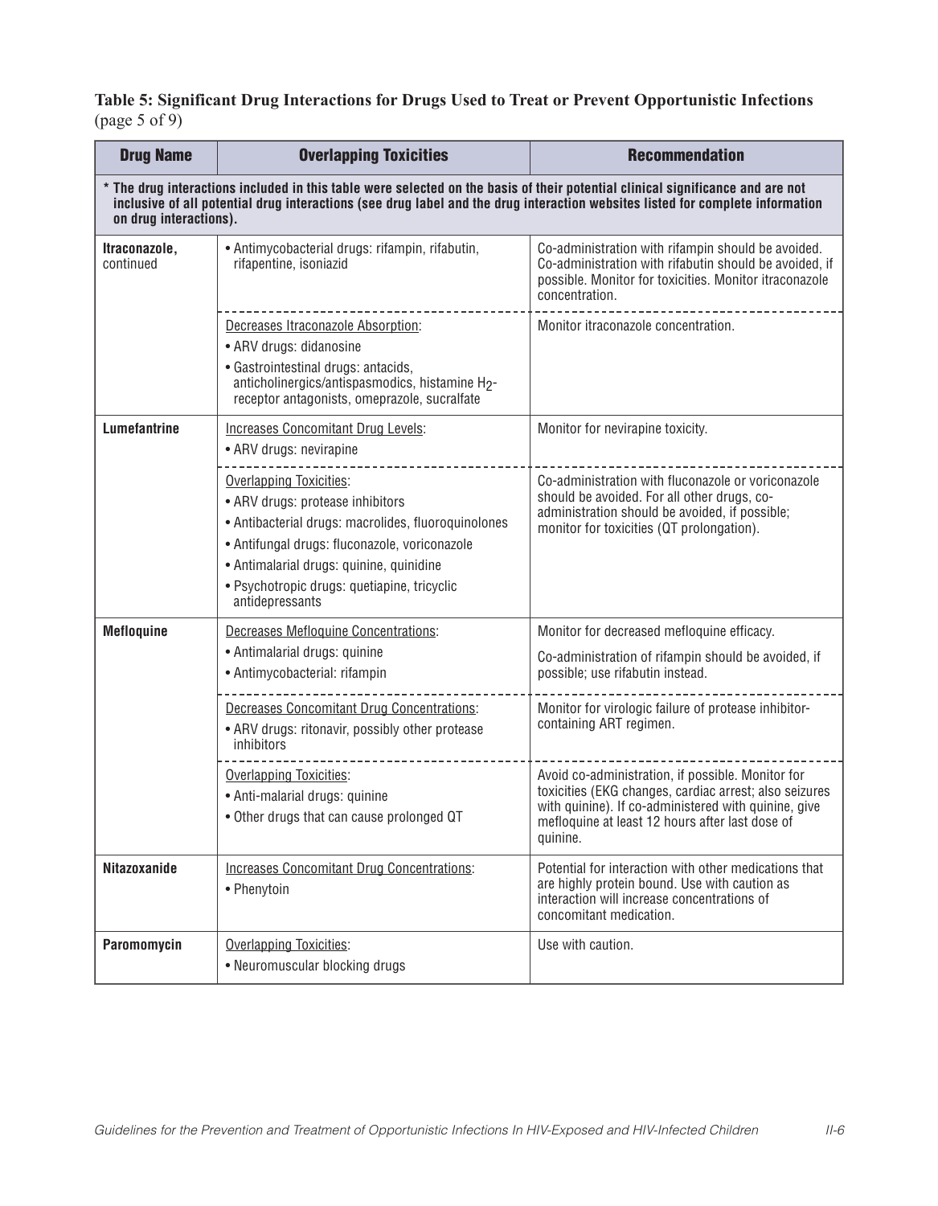**Table 5: Significant Drug Interactions for Drugs Used to Treat or Prevent Opportunistic Infections** (page 5 of 9)

| Drug Name | Overlapping Toxicities | Recommendation |
|---|---|---|
| * The drug interactions included in this table were selected on the basis of their potential clinical significance and are not inclusive of all potential drug interactions (see drug label and the drug interaction websites listed for complete information on drug interactions). | | |
| Itraconazole, continued | • Antimycobacterial drugs: rifampin, rifabutin, rifapentine, isoniazid | Co-administration with rifampin should be avoided. Co-administration with rifabutin should be avoided, if possible. Monitor for toxicities. Monitor itraconazole concentration. |
| | Decreases Itraconazole Absorption:<br>• ARV drugs: didanosine<br>• Gastrointestinal drugs: antacids, anticholinergics/antispasmodics, histamine $H_2$-receptor antagonists, omeprazole, sucralfate | Monitor itraconazole concentration. |
| Lumefantrine | Increases Concomitant Drug Levels:<br>• ARV drugs: nevirapine | Monitor for nevirapine toxicity. |
| | Overlapping Toxicities:<br>• ARV drugs: protease inhibitors<br>• Antibacterial drugs: macrolides, fluoroquinolones<br>• Antifungal drugs: fluconazole, voriconazole<br>• Antimalarial drugs: quinine, quinidine<br>• Psychotropic drugs: quetiapine, tricyclic antidepressants | Co-administration with fluconazole or voriconazole should be avoided. For all other drugs, co-administration should be avoided, if possible; monitor for toxicities (QT prolongation). |
| Mefloquine | Decreases Mefloquine Concentrations:<br>• Antimalarial drugs: quinine<br>• Antimycobacterial: rifampin | Monitor for decreased mefloquine efficacy.<br>Co-administration of rifampin should be avoided, if possible; use rifabutin instead. |
| | Decreases Concomitant Drug Concentrations:<br>• ARV drugs: ritonavir, possibly other protease inhibitors | Monitor for virologic failure of protease inhibitor-containing ART regimen. |
| | Overlapping Toxicities:<br>• Anti-malarial drugs: quinine<br>• Other drugs that can cause prolonged QT | Avoid co-administration, if possible. Monitor for toxicities (EKG changes, cardiac arrest; also seizures with quinine). If co-administered with quinine, give mefloquine at least 12 hours after last dose of quinine. |
| Nitazoxanide | Increases Concomitant Drug Concentrations:<br>• Phenytoin | Potential for interaction with other medications that are highly protein bound. Use with caution as interaction will increase concentrations of concomitant medication. |
| Paromomycin | Overlapping Toxicities:<br>• Neuromuscular blocking drugs | Use with caution. |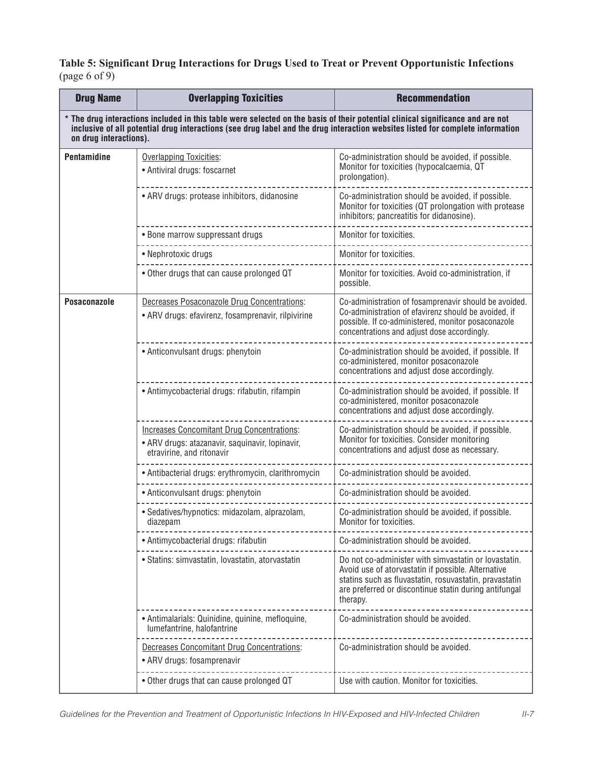**Table 5: Significant Drug Interactions for Drugs Used to Treat or Prevent Opportunistic Infections** (page 6 of 9)

| Drug Name | Overlapping Toxicities | Recommendation |
|---|---|---|
| * The drug interactions included in this table were selected on the basis of their potential clinical significance and are not inclusive of all potential drug interactions (see drug label and the drug interaction websites listed for complete information on drug interactions). | | |
| **Pentamidine** | Overlapping Toxicities: • Antiviral drugs: foscarnet | Co-administration should be avoided, if possible. Monitor for toxicities (hypocalcaemia, QT prolongation). |
| | • ARV drugs: protease inhibitors, didanosine | Co-administration should be avoided, if possible. Monitor for toxicities (QT prolongation with protease inhibitors; pancreatitis for didanosine). |
| | • Bone marrow suppressant drugs | Monitor for toxicities. |
| | • Nephrotoxic drugs | Monitor for toxicities. |
| | • Other drugs that can cause prolonged QT | Monitor for toxicities. Avoid co-administration, if possible. |
| **Posaconazole** | Decreases Posaconazole Drug Concentrations: • ARV drugs: efavirenz, fosamprenavir, rilpivirine | Co-administration of fosamprenavir should be avoided. Co-administration of efavirenz should be avoided, if possible. If co-administered, monitor posaconazole concentrations and adjust dose accordingly. |
| | • Anticonvulsant drugs: phenytoin | Co-administration should be avoided, if possible. If co-administered, monitor posaconazole concentrations and adjust dose accordingly. |
| | • Antimycobacterial drugs: rifabutin, rifampin | Co-administration should be avoided, if possible. If co-administered, monitor posaconazole concentrations and adjust dose accordingly. |
| | Increases Concomitant Drug Concentrations: • ARV drugs: atazanavir, saquinavir, lopinavir, etravirine, and ritonavir | Co-administration should be avoided, if possible. Monitor for toxicities. Consider monitoring concentrations and adjust dose as necessary. |
| | • Antibacterial drugs: erythromycin, clarithromycin | Co-administration should be avoided. |
| | • Anticonvulsant drugs: phenytoin | Co-administration should be avoided. |
| | • Sedatives/hypnotics: midazolam, alprazolam, diazepam | Co-administration should be avoided, if possible. Monitor for toxicities. |
| | • Antimycobacterial drugs: rifabutin | Co-administration should be avoided. |
| | • Statins: simvastatin, lovastatin, atorvastatin | Do not co-administer with simvastatin or lovastatin. Avoid use of atorvastatin if possible. Alternative statins such as fluvastatin, rosuvastatin, pravastatin are preferred or discontinue statin during antifungal therapy. |
| | • Antimalarials: Quinidine, quinine, mefloquine, lumefantrine, halofantrine | Co-administration should be avoided. |
| | Decreases Concomitant Drug Concentrations: • ARV drugs: fosamprenavir | Co-administration should be avoided. |
| | • Other drugs that can cause prolonged QT | Use with caution. Monitor for toxicities. |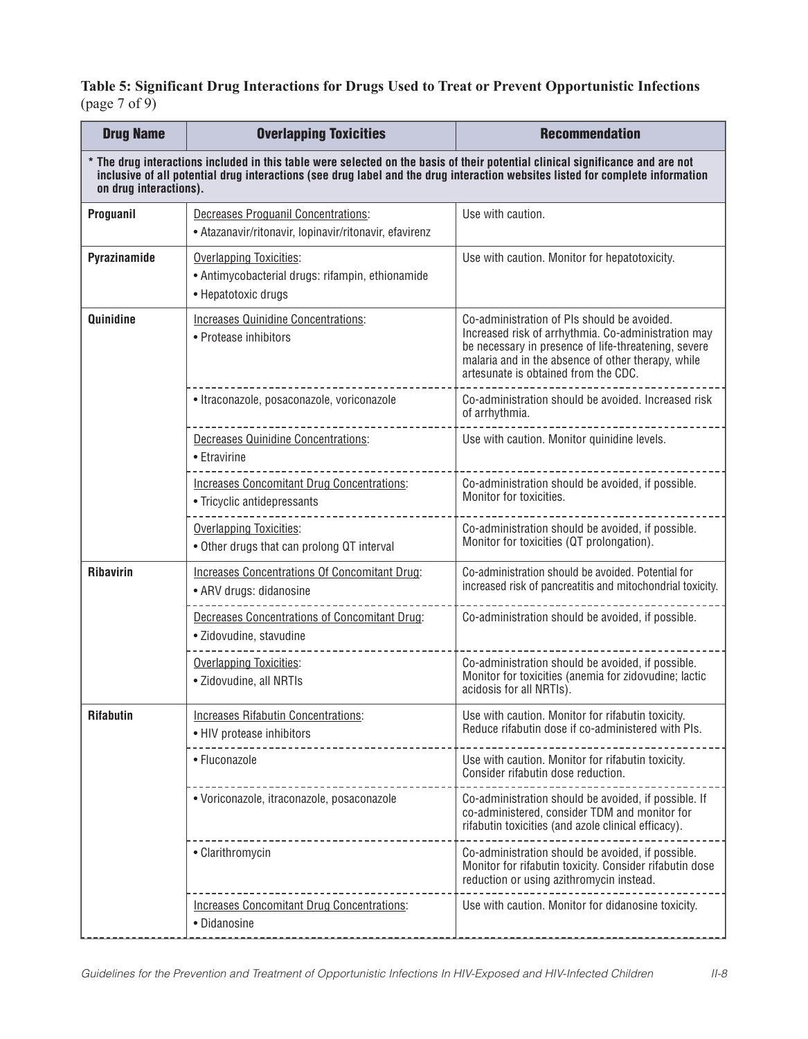**Table 5: Significant Drug Interactions for Drugs Used to Treat or Prevent Opportunistic Infections** (page 7 of 9)

| Drug Name | Overlapping Toxicities | Recommendation |
|---|---|---|
| * The drug interactions included in this table were selected on the basis of their potential clinical significance and are not inclusive of all potential drug interactions (see drug label and the drug interaction websites listed for complete information on drug interactions). | | |
| **Proguanil** | Decreases Proguanil Concentrations: • Atazanavir/ritonavir, lopinavir/ritonavir, efavirenz | Use with caution. |
| **Pyrazinamide** | Overlapping Toxicities: • Antimycobacterial drugs: rifampin, ethionamide • Hepatotoxic drugs | Use with caution. Monitor for hepatotoxicity. |
| **Quinidine** | Increases Quinidine Concentrations: • Protease inhibitors | Co-administration of PIs should be avoided. Increased risk of arrhythmia. Co-administration may be necessary in presence of life-threatening, severe malaria and in the absence of other therapy, while artesunate is obtained from the CDC. |
| | • Itraconazole, posaconazole, voriconazole | Co-administration should be avoided. Increased risk of arrhythmia. |
| | Decreases Quinidine Concentrations: • Etravirine | Use with caution. Monitor quinidine levels. |
| | Increases Concomitant Drug Concentrations: • Tricyclic antidepressants | Co-administration should be avoided, if possible. Monitor for toxicities. |
| | Overlapping Toxicities: • Other drugs that can prolong QT interval | Co-administration should be avoided, if possible. Monitor for toxicities (QT prolongation). |
| **Ribavirin** | Increases Concentrations Of Concomitant Drug: • ARV drugs: didanosine | Co-administration should be avoided. Potential for increased risk of pancreatitis and mitochondrial toxicity. |
| | Decreases Concentrations of Concomitant Drug: • Zidovudine, stavudine | Co-administration should be avoided, if possible. |
| | Overlapping Toxicities: • Zidovudine, all NRTIs | Co-administration should be avoided, if possible. Monitor for toxicities (anemia for zidovudine; lactic acidosis for all NRTIs). |
| **Rifabutin** | Increases Rifabutin Concentrations: • HIV protease inhibitors | Use with caution. Monitor for rifabutin toxicity. Reduce rifabutin dose if co-administered with PIs. |
| | • Fluconazole | Use with caution. Monitor for rifabutin toxicity. Consider rifabutin dose reduction. |
| | • Voriconazole, itraconazole, posaconazole | Co-administration should be avoided, if possible. If co-administered, consider TDM and monitor for rifabutin toxicities (and azole clinical efficacy). |
| | • Clarithromycin | Co-administration should be avoided, if possible. Monitor for rifabutin toxicity. Consider rifabutin dose reduction or using azithromycin instead. |
| | Increases Concomitant Drug Concentrations: • Didanosine | Use with caution. Monitor for didanosine toxicity. |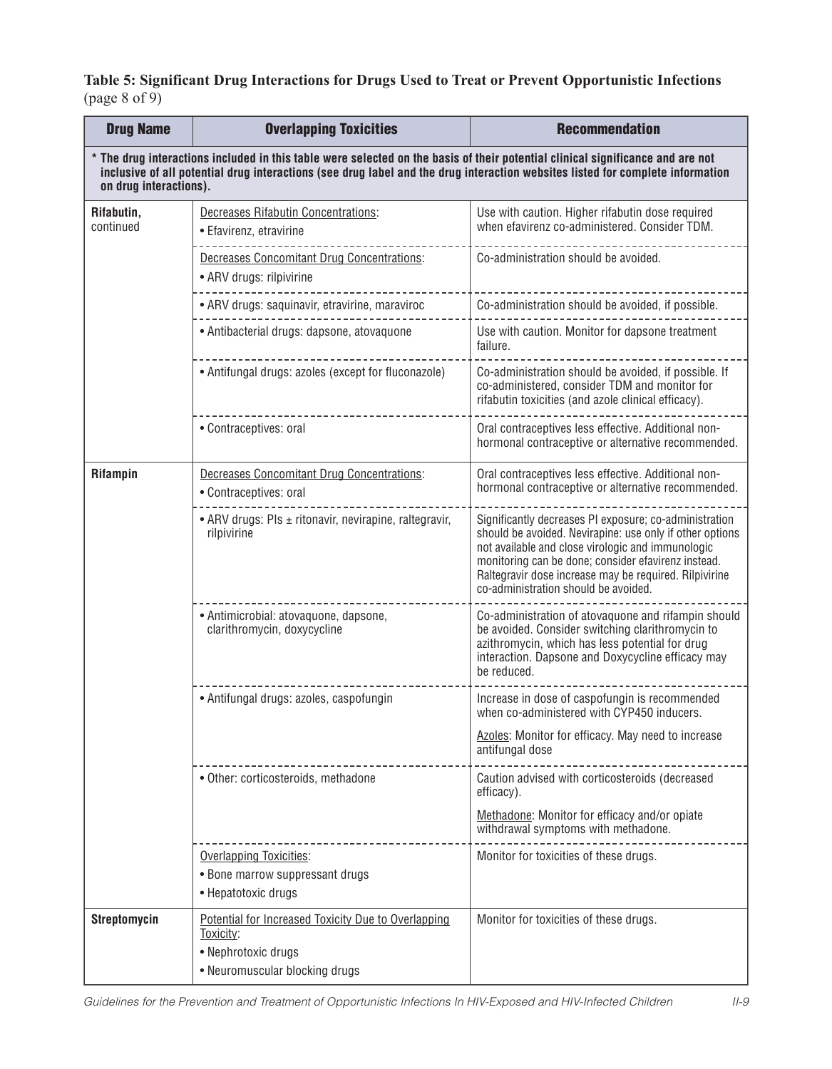**Table 5: Significant Drug Interactions for Drugs Used to Treat or Prevent Opportunistic Infections** (page 8 of 9)

| Drug Name | Overlapping Toxicities | Recommendation |
|---|---|---|
| * The drug interactions included in this table were selected on the basis of their potential clinical significance and are not inclusive of all potential drug interactions (see drug label and the drug interaction websites listed for complete information on drug interactions). | | |
| **Rifabutin,** continued | Decreases Rifabutin Concentrations:<br>• Efavirenz, etravirine | Use with caution. Higher rifabutin dose required when efavirenz co-administered. Consider TDM. |
| | Decreases Concomitant Drug Concentrations:<br>• ARV drugs: rilpivirine | Co-administration should be avoided. |
| | • ARV drugs: saquinavir, etravirine, maraviroc | Co-administration should be avoided, if possible. |
| | • Antibacterial drugs: dapsone, atovaquone | Use with caution. Monitor for dapsone treatment failure. |
| | • Antifungal drugs: azoles (except for fluconazole) | Co-administration should be avoided, if possible. If co-administered, consider TDM and monitor for rifabutin toxicities (and azole clinical efficacy). |
| | • Contraceptives: oral | Oral contraceptives less effective. Additional non-hormonal contraceptive or alternative recommended. |
| **Rifampin** | Decreases Concomitant Drug Concentrations:<br>• Contraceptives: oral | Oral contraceptives less effective. Additional non-hormonal contraceptive or alternative recommended. |
| | • ARV drugs: PIs ± ritonavir, nevirapine, raltegravir, rilpivirine | Significantly decreases PI exposure; co-administration should be avoided. Nevirapine: use only if other options not available and close virologic and immunologic monitoring can be done; consider efavirenz instead. Raltegravir dose increase may be required. Rilpivirine co-administration should be avoided. |
| | • Antimicrobial: atovaquone, dapsone, clarithromycin, doxycycline | Co-administration of atovaquone and rifampin should be avoided. Consider switching clarithromycin to azithromycin, which has less potential for drug interaction. Dapsone and Doxycycline efficacy may be reduced. |
| | • Antifungal drugs: azoles, caspofungin | Increase in dose of caspofungin is recommended when co-administered with CYP450 inducers.<br>Azoles: Monitor for efficacy. May need to increase antifungal dose |
| | • Other: corticosteroids, methadone | Caution advised with corticosteroids (decreased efficacy).<br>Methadone: Monitor for efficacy and/or opiate withdrawal symptoms with methadone. |
| | Overlapping Toxicities:<br>• Bone marrow suppressant drugs<br>• Hepatotoxic drugs | Monitor for toxicities of these drugs. |
| **Streptomycin** | Potential for Increased Toxicity Due to Overlapping Toxicity:<br>• Nephrotoxic drugs<br>• Neuromuscular blocking drugs | Monitor for toxicities of these drugs. |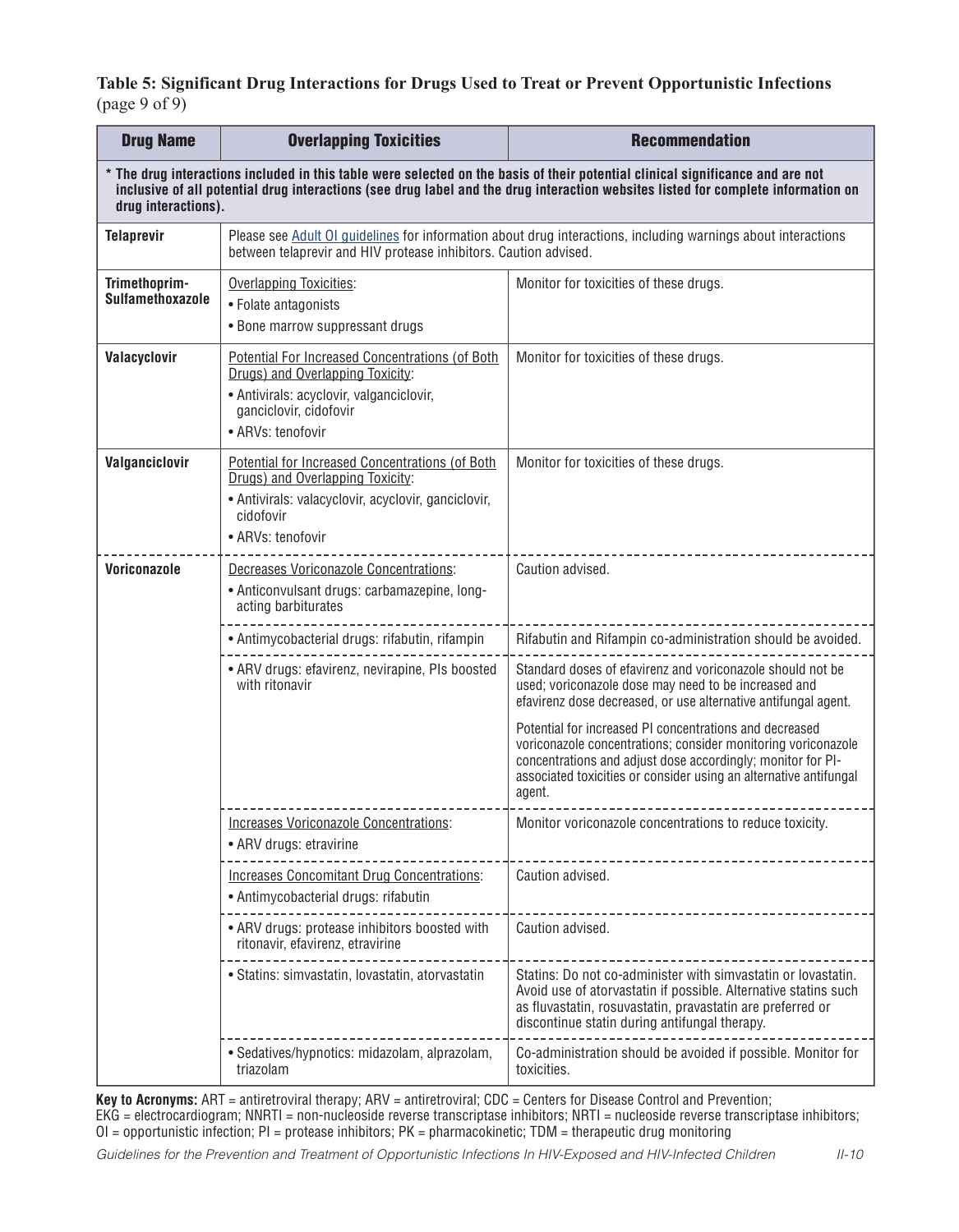**Table 5: Significant Drug Interactions for Drugs Used to Treat or Prevent Opportunistic Infections** (page 9 of 9)

| Drug Name | Overlapping Toxicities | Recommendation |
|---|---|---|
| * **The drug interactions included in this table were selected on the basis of their potential clinical significance and are not inclusive of all potential drug interactions (see drug label and the drug interaction websites listed for complete information on drug interactions).** | | |
| **Telaprevir** | Please see Adult OI guidelines for information about drug interactions, including warnings about interactions between telaprevir and HIV protease inhibitors. Caution advised. | |
| **Trimethoprim-Sulfamethoxazole** | Overlapping Toxicities:<br>• Folate antagonists<br>• Bone marrow suppressant drugs | Monitor for toxicities of these drugs. |
| **Valacyclovir** | Potential For Increased Concentrations (of Both Drugs) and Overlapping Toxicity:<br>• Antivirals: acyclovir, valganciclovir, ganciclovir, cidofovir<br>• ARVs: tenofovir | Monitor for toxicities of these drugs. |
| **Valganciclovir** | Potential for Increased Concentrations (of Both Drugs) and Overlapping Toxicity:<br>• Antivirals: valacyclovir, acyclovir, ganciclovir, cidofovir<br>• ARVs: tenofovir | Monitor for toxicities of these drugs. |
| **Voriconazole** | Decreases Voriconazole Concentrations:<br>• Anticonvulsant drugs: carbamazepine, long-acting barbiturates | Caution advised. |
| | • Antimycobacterial drugs: rifabutin, rifampin | Rifabutin and Rifampin co-administration should be avoided. |
| | • ARV drugs: efavirenz, nevirapine, PIs boosted with ritonavir | Standard doses of efavirenz and voriconazole should not be used; voriconazole dose may need to be increased and efavirenz dose decreased, or use alternative antifungal agent.<br><br>Potential for increased PI concentrations and decreased voriconazole concentrations; consider monitoring voriconazole concentrations and adjust dose accordingly; monitor for PI-associated toxicities or consider using an alternative antifungal agent. |
| | Increases Voriconazole Concentrations:<br>• ARV drugs: etravirine | Monitor voriconazole concentrations to reduce toxicity. |
| | Increases Concomitant Drug Concentrations:<br>• Antimycobacterial drugs: rifabutin | Caution advised. |
| | • ARV drugs: protease inhibitors boosted with ritonavir, efavirenz, etravirine | Caution advised. |
| | • Statins: simvastatin, lovastatin, atorvastatin | Statins: Do not co-administer with simvastatin or lovastatin. Avoid use of atorvastatin if possible. Alternative statins such as fluvastatin, rosuvastatin, pravastatin are preferred or discontinue statin during antifungal therapy. |
| | • Sedatives/hypnotics: midazolam, alprazolam, triazolam | Co-administration should be avoided if possible. Monitor for toxicities. |

**Key to Acronyms:** ART = antiretroviral therapy; ARV = antiretroviral; CDC = Centers for Disease Control and Prevention; EKG = electrocardiogram; NNRTI = non-nucleoside reverse transcriptase inhibitors; NRTI = nucleoside reverse transcriptase inhibitors; OI = opportunistic infection; PI = protease inhibitors; PK = pharmacokinetic; TDM = therapeutic drug monitoring